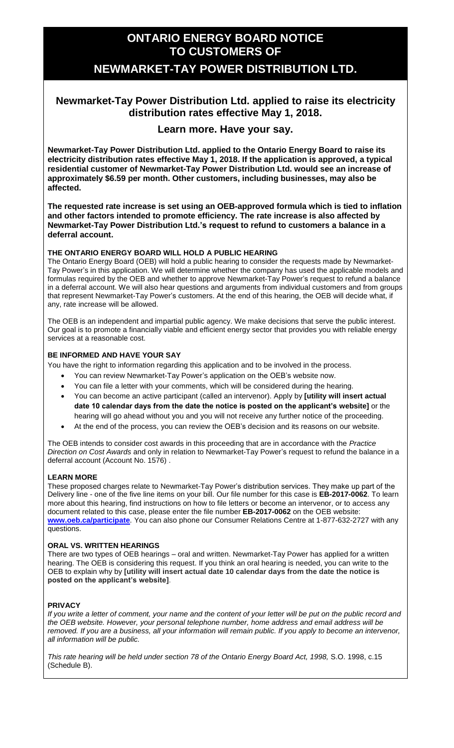# ONTARIO ENERGY BOARD NOTICE TO CUSTOMERS OF

# NEWMARKET-TAY POWER DISTRIBUTION LTD.

## Newmarket-Tay Power Distribution Ltd. applied to raise its electricity distribution rates effective May 1, 2018.

## Learn more. Have your say.

**Newmarket-Tay Power Distribution Ltd. applied to the Ontario Energy Board to raise its electricity distribution rates effective May 1, 2018. If the application is approved, a typical residential customer of Newmarket-Tay Power Distribution Ltd. would see an increase of approximately $6.59 per month. Other customers, including businesses, may also be affected.**

**The requested rate increase is set using an OEB-approved formula which is tied to inflation and other factors intended to promote efficiency. The rate increase is also affected by Newmarket-Tay Power Distribution Ltd.'s request to refund to customers a balance in a deferral account.**

### THE ONTARIO ENERGY BOARD WILL HOLD A PUBLIC HEARING

The Ontario Energy Board (OEB) will hold a public hearing to consider the requests made by Newmarket-Tay Power's in this application. We will determine whether the company has used the applicable models and formulas required by the OEB and whether to approve Newmarket-Tay Power's request to refund a balance in a deferral account. We will also hear questions and arguments from individual customers and from groups that represent Newmarket-Tay Power's customers. At the end of this hearing, the OEB will decide what, if any, rate increase will be allowed.

The OEB is an independent and impartial public agency. We make decisions that serve the public interest. Our goal is to promote a financially viable and efficient energy sector that provides you with reliable energy services at a reasonable cost.

### BE INFORMED AND HAVE YOUR SAY

You have the right to information regarding this application and to be involved in the process.

- You can review Newmarket-Tay Power's application on the OEB's website now.
- You can file a letter with your comments, which will be considered during the hearing.
- You can become an active participant (called an intervenor). Apply by **[utility will insert actual date 10 calendar days from the date the notice is posted on the applicant's website]** or the hearing will go ahead without you and you will not receive any further notice of the proceeding.
- At the end of the process, you can review the OEB's decision and its reasons on our website.

The OEB intends to consider cost awards in this proceeding that are in accordance with the *Practice Direction on Cost Awards* and only in relation to Newmarket-Tay Power's request to refund the balance in a deferral account (Account No. 1576) .

### LEARN MORE

These proposed charges relate to Newmarket-Tay Power's distribution services. They make up part of the Delivery line - one of the five line items on your bill. Our file number for this case is **EB-2017-0062**. To learn more about this hearing, find instructions on how to file letters or become an intervenor, or to access any document related to this case, please enter the file number **EB-2017-0062** on the OEB website: **www.oeb.ca/participate**. You can also phone our Consumer Relations Centre at 1-877-632-2727 with any questions.

### ORAL VS. WRITTEN HEARINGS

There are two types of OEB hearings – oral and written. Newmarket-Tay Power has applied for a written hearing. The OEB is considering this request. If you think an oral hearing is needed, you can write to the OEB to explain why by **[utility will insert actual date 10 calendar days from the date the notice is posted on the applicant's website]**.

### PRIVACY

*If you write a letter of comment, your name and the content of your letter will be put on the public record and the OEB website. However, your personal telephone number, home address and email address will be removed. If you are a business, all your information will remain public. If you apply to become an intervenor, all information will be public.*

*This rate hearing will be held under section 78 of the Ontario Energy Board Act, 1998,* S.O. 1998, c.15 (Schedule B).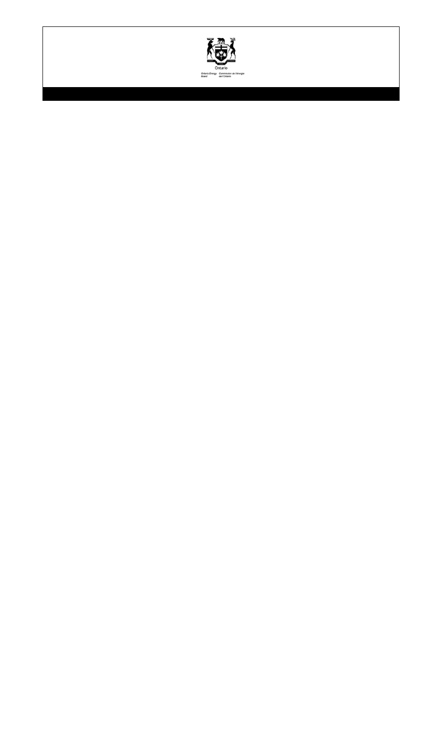Ontario

Ontario Energy Board

Commission de l'énergie de l'Ontario